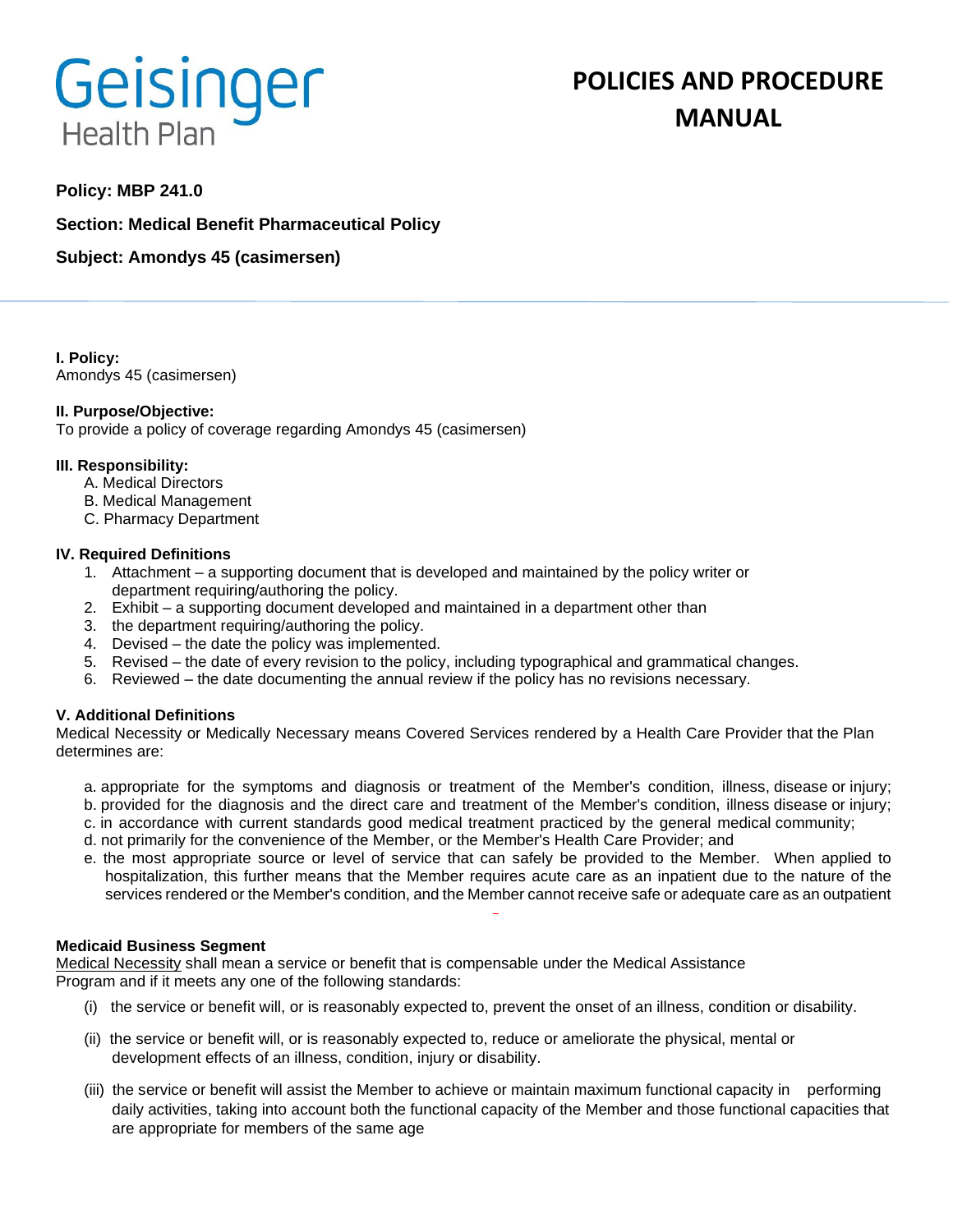Geisinger Health Plan

# POLICIES AND PROCEDURE MANUAL

**Policy: MBP 241.0**

**Section: Medical Benefit Pharmaceutical Policy**

**Subject: Amondys 45 (casimersen)**

**I. Policy:**
Amondys 45 (casimersen)

**II. Purpose/Objective:**
To provide a policy of coverage regarding Amondys 45 (casimersen)

**III. Responsibility:**

A. Medical Directors
B. Medical Management
C. Pharmacy Department

**IV. Required Definitions**

1. Attachment – a supporting document that is developed and maintained by the policy writer or department requiring/authoring the policy.
2. Exhibit – a supporting document developed and maintained in a department other than
3. the department requiring/authoring the policy.
4. Devised – the date the policy was implemented.
5. Revised – the date of every revision to the policy, including typographical and grammatical changes.
6. Reviewed – the date documenting the annual review if the policy has no revisions necessary.

**V. Additional Definitions**
Medical Necessity or Medically Necessary means Covered Services rendered by a Health Care Provider that the Plan determines are:

a. appropriate for the symptoms and diagnosis or treatment of the Member's condition, illness, disease or injury;
b. provided for the diagnosis and the direct care and treatment of the Member's condition, illness disease or injury;
c. in accordance with current standards good medical treatment practiced by the general medical community;
d. not primarily for the convenience of the Member, or the Member's Health Care Provider; and
e. the most appropriate source or level of service that can safely be provided to the Member. When applied to hospitalization, this further means that the Member requires acute care as an inpatient due to the nature of the services rendered or the Member's condition, and the Member cannot receive safe or adequate care as an outpatient

**Medicaid Business Segment**
Medical Necessity shall mean a service or benefit that is compensable under the Medical Assistance Program and if it meets any one of the following standards:

(i) the service or benefit will, or is reasonably expected to, prevent the onset of an illness, condition or disability.

(ii) the service or benefit will, or is reasonably expected to, reduce or ameliorate the physical, mental or development effects of an illness, condition, injury or disability.

(iii) the service or benefit will assist the Member to achieve or maintain maximum functional capacity in performing daily activities, taking into account both the functional capacity of the Member and those functional capacities that are appropriate for members of the same age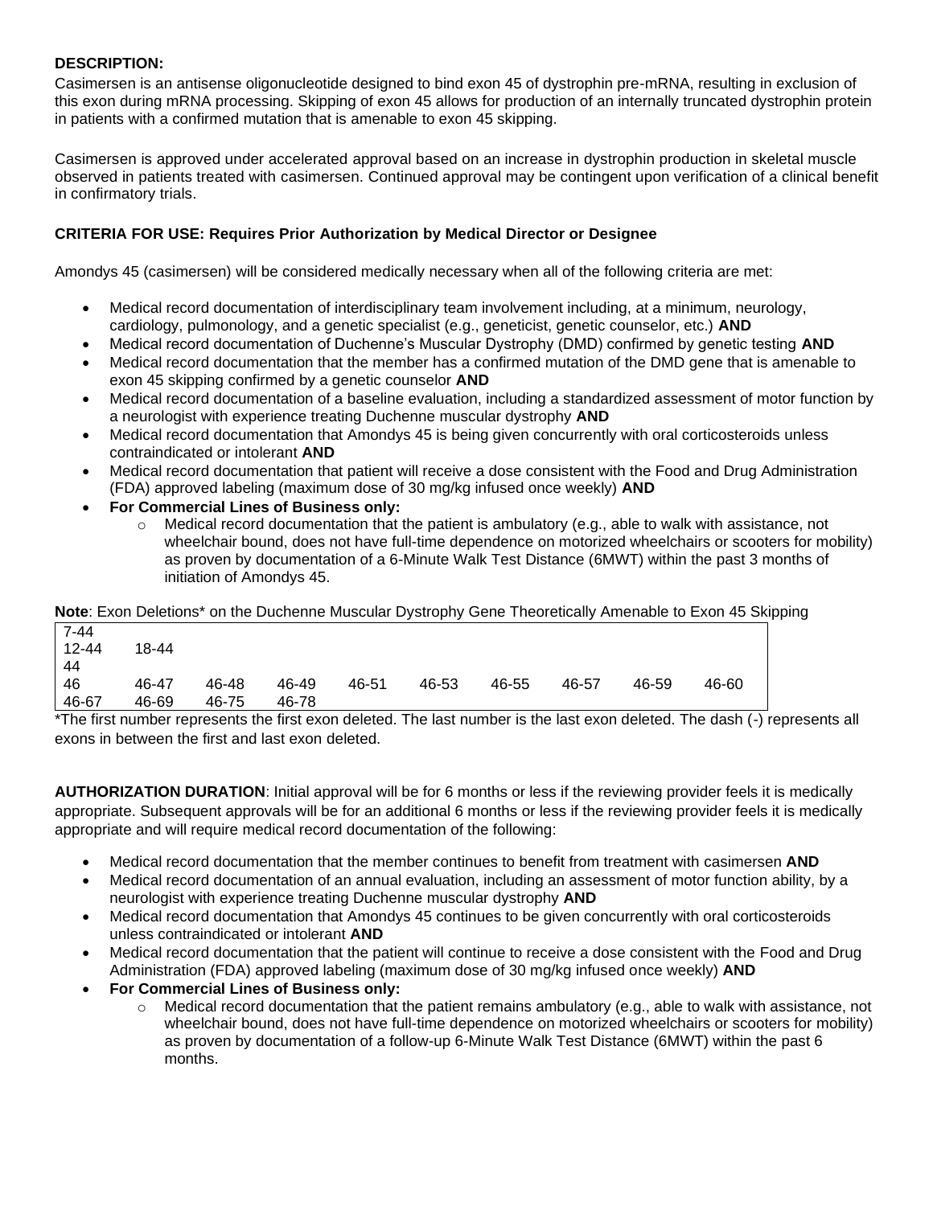**DESCRIPTION:**

Casimersen is an antisense oligonucleotide designed to bind exon 45 of dystrophin pre-mRNA, resulting in exclusion of this exon during mRNA processing. Skipping of exon 45 allows for production of an internally truncated dystrophin protein in patients with a confirmed mutation that is amenable to exon 45 skipping.

Casimersen is approved under accelerated approval based on an increase in dystrophin production in skeletal muscle observed in patients treated with casimersen. Continued approval may be contingent upon verification of a clinical benefit in confirmatory trials.

**CRITERIA FOR USE: Requires Prior Authorization by Medical Director or Designee**

Amondys 45 (casimersen) will be considered medically necessary when all of the following criteria are met:

- Medical record documentation of interdisciplinary team involvement including, at a minimum, neurology, cardiology, pulmonology, and a genetic specialist (e.g., geneticist, genetic counselor, etc.) **AND**
- Medical record documentation of Duchenne's Muscular Dystrophy (DMD) confirmed by genetic testing **AND**
- Medical record documentation that the member has a confirmed mutation of the DMD gene that is amenable to exon 45 skipping confirmed by a genetic counselor **AND**
- Medical record documentation of a baseline evaluation, including a standardized assessment of motor function by a neurologist with experience treating Duchenne muscular dystrophy **AND**
- Medical record documentation that Amondys 45 is being given concurrently with oral corticosteroids unless contraindicated or intolerant **AND**
- Medical record documentation that patient will receive a dose consistent with the Food and Drug Administration (FDA) approved labeling (maximum dose of 30 mg/kg infused once weekly) **AND**
- **For Commercial Lines of Business only:**
  - Medical record documentation that the patient is ambulatory (e.g., able to walk with assistance, not wheelchair bound, does not have full-time dependence on motorized wheelchairs or scooters for mobility) as proven by documentation of a 6-Minute Walk Test Distance (6MWT) within the past 3 months of initiation of Amondys 45.

**Note**: Exon Deletions* on the Duchenne Muscular Dystrophy Gene Theoretically Amenable to Exon 45 Skipping

| | | | | | | | | | |
|---|---|---|---|---|---|---|---|---|---|
| 7-44 | | | | | | | | | |
| 12-44 | 18-44 | | | | | | | | |
| 44 | | | | | | | | | |
| 46 | 46-47 | 46-48 | 46-49 | 46-51 | 46-53 | 46-55 | 46-57 | 46-59 | 46-60 |
| 46-67 | 46-69 | 46-75 | 46-78 | | | | | | |

*The first number represents the first exon deleted. The last number is the last exon deleted. The dash (-) represents all exons in between the first and last exon deleted.

**AUTHORIZATION DURATION**: Initial approval will be for 6 months or less if the reviewing provider feels it is medically appropriate. Subsequent approvals will be for an additional 6 months or less if the reviewing provider feels it is medically appropriate and will require medical record documentation of the following:

- Medical record documentation that the member continues to benefit from treatment with casimersen **AND**
- Medical record documentation of an annual evaluation, including an assessment of motor function ability, by a neurologist with experience treating Duchenne muscular dystrophy **AND**
- Medical record documentation that Amondys 45 continues to be given concurrently with oral corticosteroids unless contraindicated or intolerant **AND**
- Medical record documentation that the patient will continue to receive a dose consistent with the Food and Drug Administration (FDA) approved labeling (maximum dose of 30 mg/kg infused once weekly) **AND**
- **For Commercial Lines of Business only:**
  - Medical record documentation that the patient remains ambulatory (e.g., able to walk with assistance, not wheelchair bound, does not have full-time dependence on motorized wheelchairs or scooters for mobility) as proven by documentation of a follow-up 6-Minute Walk Test Distance (6MWT) within the past 6 months.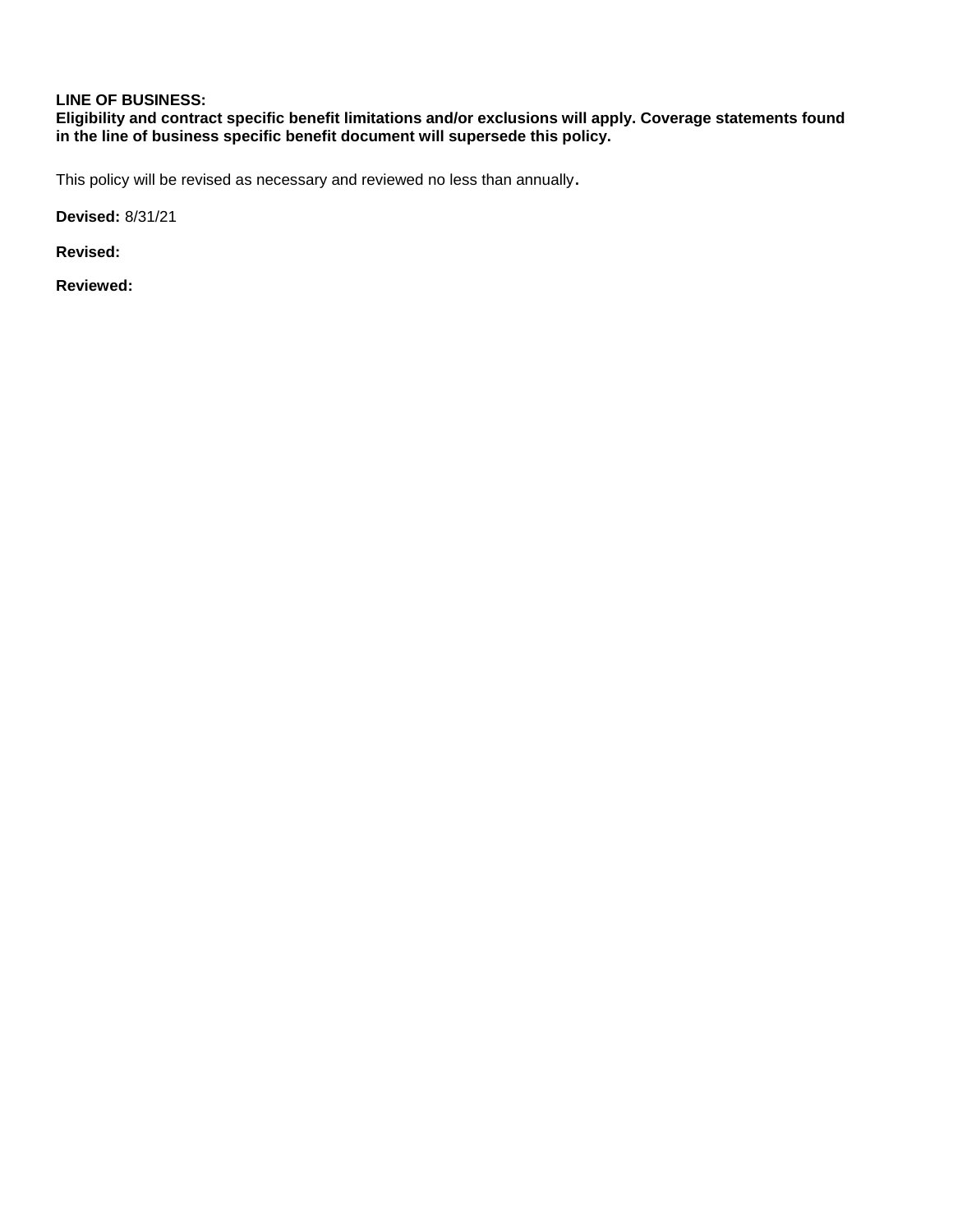**LINE OF BUSINESS:**
**Eligibility and contract specific benefit limitations and/or exclusions will apply. Coverage statements found in the line of business specific benefit document will supersede this policy.**

This policy will be revised as necessary and reviewed no less than annually.

**Devised:** 8/31/21

**Revised:**

**Reviewed:**